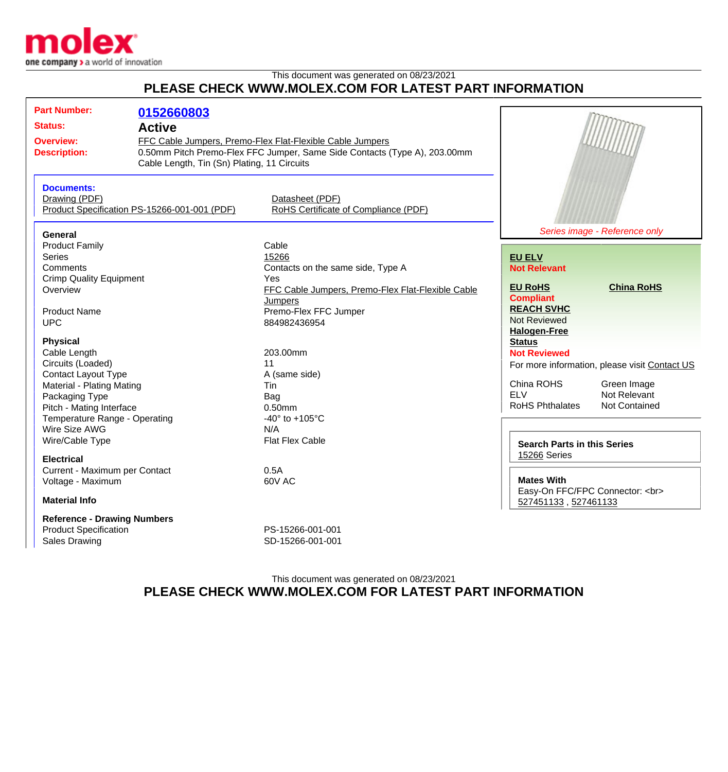This document was generated on 08/23/2021

**PLEASE CHECK WWW.MOLEX.COM FOR LATEST PART INFORMATION**

**Part Number:** 0152660803

**Status:** Active

**Overview:** FFC Cable Jumpers, Premo-Flex Flat-Flexible Cable Jumpers

**Description:** 0.50mm Pitch Premo-Flex FFC Jumper, Same Side Contacts (Type A), 203.00mm Cable Length, Tin (Sn) Plating, 11 Circuits

**Documents:**

- Drawing (PDF)
- Datasheet (PDF)
- Product Specification PS-15266-001-001 (PDF)
- RoHS Certificate of Compliance (PDF)

*Series image - Reference only*

### General

| | |
|---|---|
| Product Family | Cable |
| Series | 15266 |
| Comments | Contacts on the same side, Type A |
| Crimp Quality Equipment | Yes |
| Overview | FFC Cable Jumpers, Premo-Flex Flat-Flexible Cable Jumpers |
| Product Name | Premo-Flex FFC Jumper |
| UPC | 884982436954 |

### Physical

| | |
|---|---|
| Cable Length | 203.00mm |
| Circuits (Loaded) | 11 |
| Contact Layout Type | A (same side) |
| Material - Plating Mating | Tin |
| Packaging Type | Bag |
| Pitch - Mating Interface | 0.50mm |
| Temperature Range - Operating | -40° to +105°C |
| Wire Size AWG | N/A |
| Wire/Cable Type | Flat Flex Cable |

### Electrical

| | |
|---|---|
| Current - Maximum per Contact | 0.5A |
| Voltage - Maximum | 60V AC |

### Material Info

### Reference - Drawing Numbers

| | |
|---|---|
| Product Specification | PS-15266-001-001 |
| Sales Drawing | SD-15266-001-001 |

**EU ELV**
**Not Relevant**

**EU RoHS**
**Compliant**

**China RoHS**

**REACH SVHC**
Not Reviewed

**Halogen-Free Status**
**Not Reviewed**

For more information, please visit Contact US

| | |
|---|---|
| China ROHS | Green Image |
| ELV | Not Relevant |
| RoHS Phthalates | Not Contained |

**Search Parts in this Series**
15266 Series

**Mates With**
Easy-On FFC/FPC Connector: <br>
527451133 , 527461133

This document was generated on 08/23/2021

**PLEASE CHECK WWW.MOLEX.COM FOR LATEST PART INFORMATION**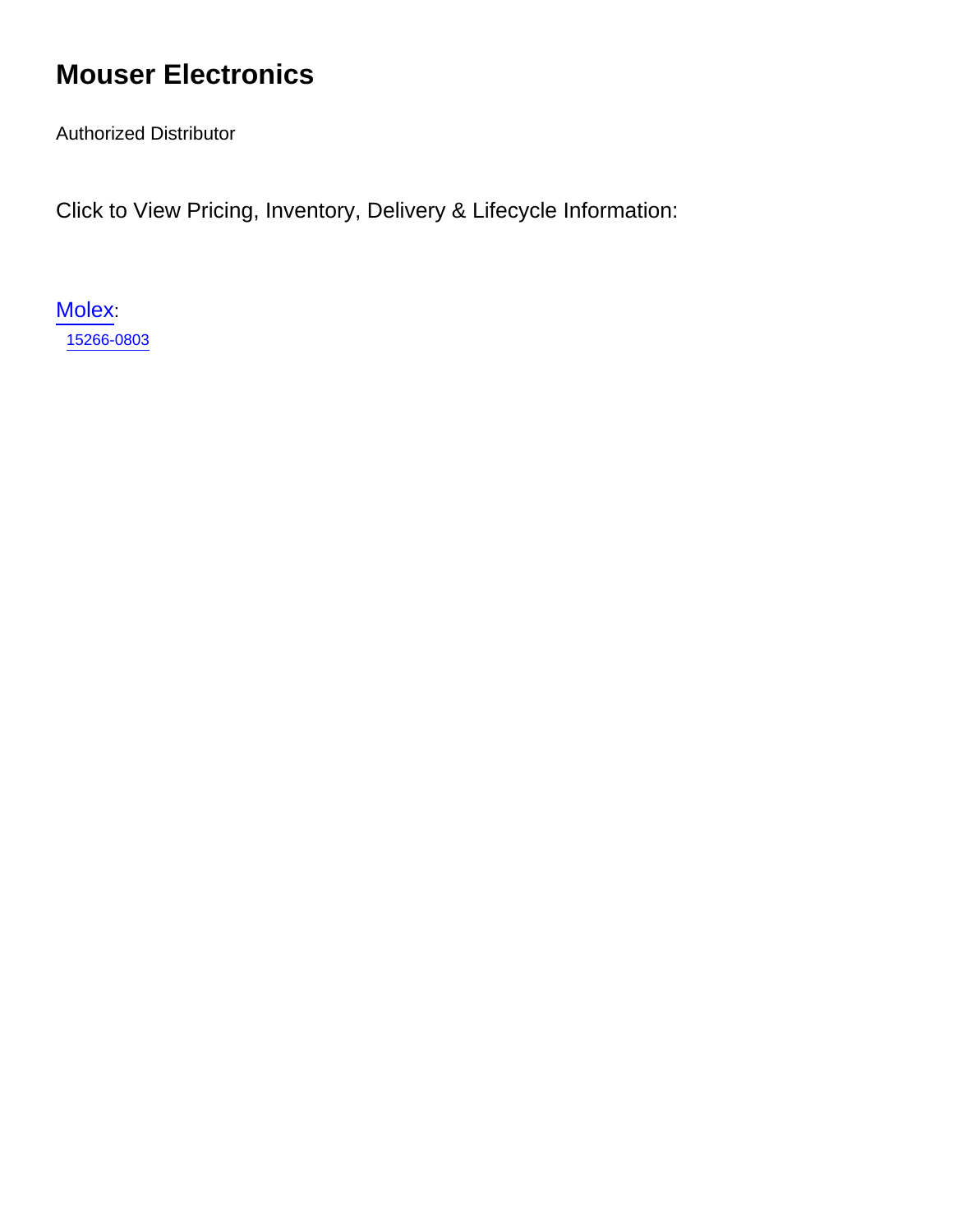# Mouser Electronics

Authorized Distributor

Click to View Pricing, Inventory, Delivery & Lifecycle Information:

Molex:

15266-0803